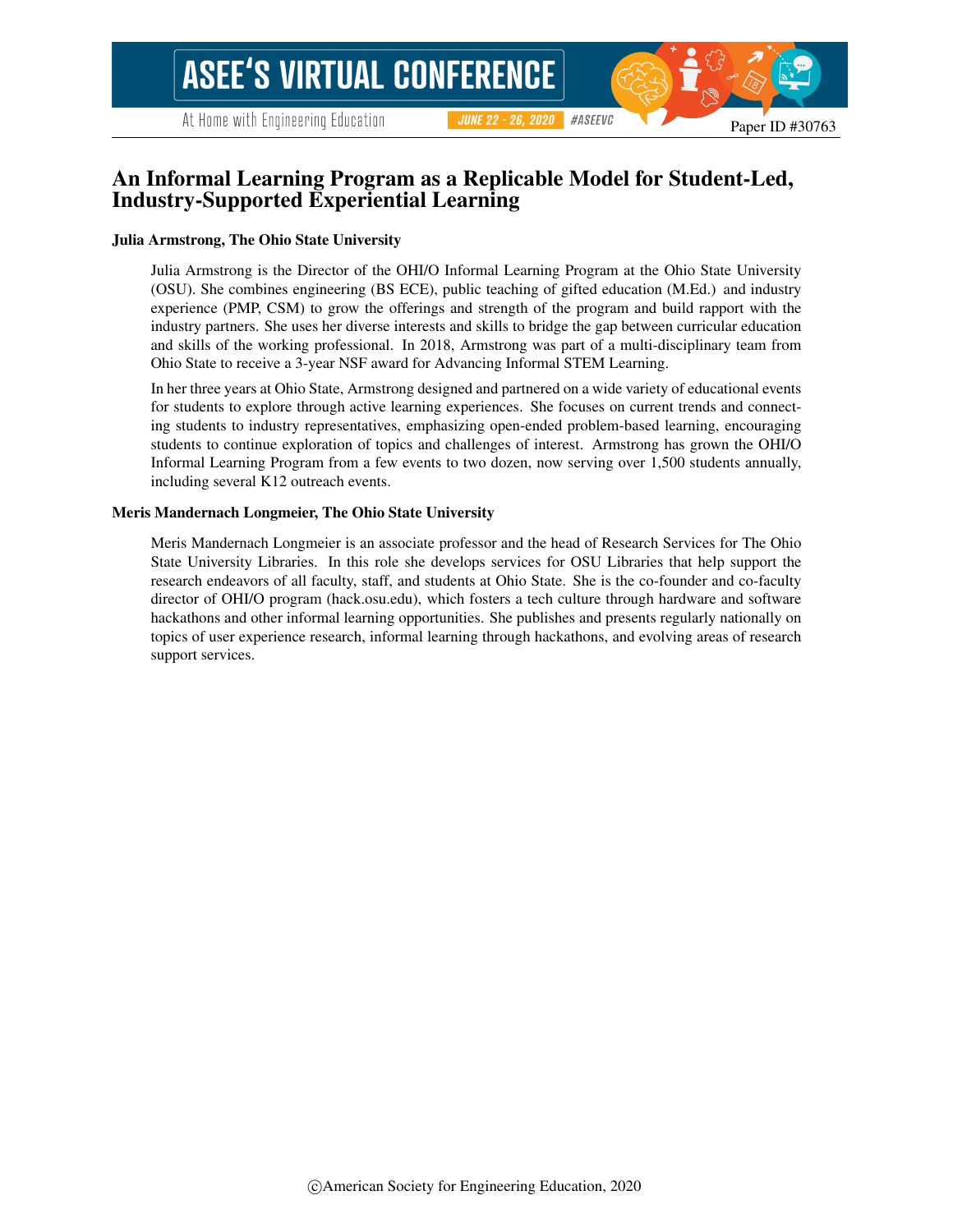Paper ID #30763

# An Informal Learning Program as a Replicable Model for Student-Led, Industry-Supported Experiential Learning

**Julia Armstrong, The Ohio State University**

Julia Armstrong is the Director of the OHI/O Informal Learning Program at the Ohio State University (OSU). She combines engineering (BS ECE), public teaching of gifted education (M.Ed.) and industry experience (PMP, CSM) to grow the offerings and strength of the program and build rapport with the industry partners. She uses her diverse interests and skills to bridge the gap between curricular education and skills of the working professional. In 2018, Armstrong was part of a multi-disciplinary team from Ohio State to receive a 3-year NSF award for Advancing Informal STEM Learning.

In her three years at Ohio State, Armstrong designed and partnered on a wide variety of educational events for students to explore through active learning experiences. She focuses on current trends and connecting students to industry representatives, emphasizing open-ended problem-based learning, encouraging students to continue exploration of topics and challenges of interest. Armstrong has grown the OHI/O Informal Learning Program from a few events to two dozen, now serving over 1,500 students annually, including several K12 outreach events.

**Meris Mandernach Longmeier, The Ohio State University**

Meris Mandernach Longmeier is an associate professor and the head of Research Services for The Ohio State University Libraries. In this role she develops services for OSU Libraries that help support the research endeavors of all faculty, staff, and students at Ohio State. She is the co-founder and co-faculty director of OHI/O program (hack.osu.edu), which fosters a tech culture through hardware and software hackathons and other informal learning opportunities. She publishes and presents regularly nationally on topics of user experience research, informal learning through hackathons, and evolving areas of research support services.

©American Society for Engineering Education, 2020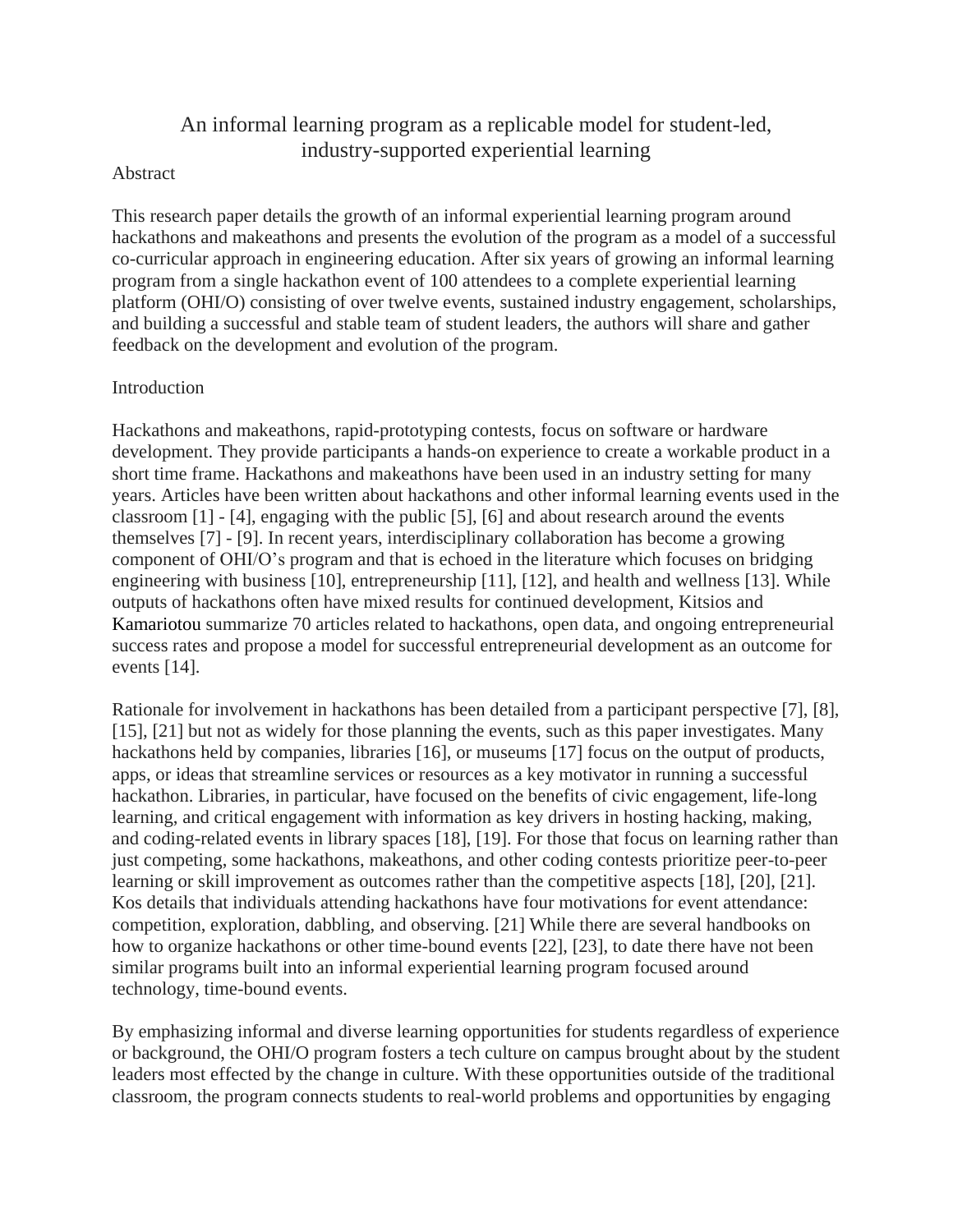# An informal learning program as a replicable model for student-led, industry-supported experiential learning

## Abstract

This research paper details the growth of an informal experiential learning program around hackathons and makeathons and presents the evolution of the program as a model of a successful co-curricular approach in engineering education. After six years of growing an informal learning program from a single hackathon event of 100 attendees to a complete experiential learning platform (OHI/O) consisting of over twelve events, sustained industry engagement, scholarships, and building a successful and stable team of student leaders, the authors will share and gather feedback on the development and evolution of the program.

## Introduction

Hackathons and makeathons, rapid-prototyping contests, focus on software or hardware development. They provide participants a hands-on experience to create a workable product in a short time frame. Hackathons and makeathons have been used in an industry setting for many years. Articles have been written about hackathons and other informal learning events used in the classroom [1] - [4], engaging with the public [5], [6] and about research around the events themselves [7] - [9]. In recent years, interdisciplinary collaboration has become a growing component of OHI/O's program and that is echoed in the literature which focuses on bridging engineering with business [10], entrepreneurship [11], [12], and health and wellness [13]. While outputs of hackathons often have mixed results for continued development, Kitsios and Kamariotou summarize 70 articles related to hackathons, open data, and ongoing entrepreneurial success rates and propose a model for successful entrepreneurial development as an outcome for events [14].

Rationale for involvement in hackathons has been detailed from a participant perspective [7], [8], [15], [21] but not as widely for those planning the events, such as this paper investigates. Many hackathons held by companies, libraries [16], or museums [17] focus on the output of products, apps, or ideas that streamline services or resources as a key motivator in running a successful hackathon. Libraries, in particular, have focused on the benefits of civic engagement, life-long learning, and critical engagement with information as key drivers in hosting hacking, making, and coding-related events in library spaces [18], [19]. For those that focus on learning rather than just competing, some hackathons, makeathons, and other coding contests prioritize peer-to-peer learning or skill improvement as outcomes rather than the competitive aspects [18], [20], [21]. Kos details that individuals attending hackathons have four motivations for event attendance: competition, exploration, dabbling, and observing. [21] While there are several handbooks on how to organize hackathons or other time-bound events [22], [23], to date there have not been similar programs built into an informal experiential learning program focused around technology, time-bound events.

By emphasizing informal and diverse learning opportunities for students regardless of experience or background, the OHI/O program fosters a tech culture on campus brought about by the student leaders most effected by the change in culture. With these opportunities outside of the traditional classroom, the program connects students to real-world problems and opportunities by engaging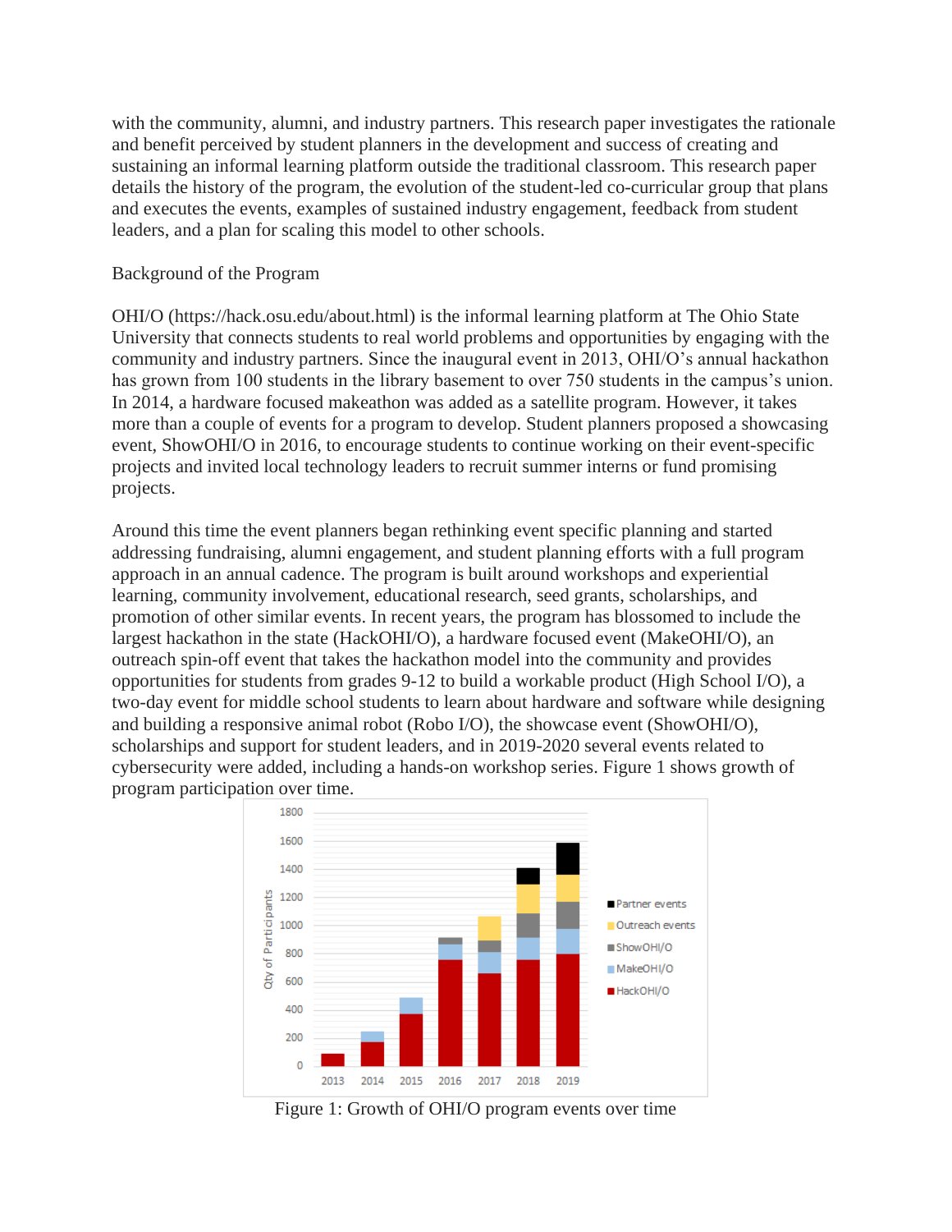with the community, alumni, and industry partners. This research paper investigates the rationale and benefit perceived by student planners in the development and success of creating and sustaining an informal learning platform outside the traditional classroom. This research paper details the history of the program, the evolution of the student-led co-curricular group that plans and executes the events, examples of sustained industry engagement, feedback from student leaders, and a plan for scaling this model to other schools.

## Background of the Program

OHI/O (https://hack.osu.edu/about.html) is the informal learning platform at The Ohio State University that connects students to real world problems and opportunities by engaging with the community and industry partners. Since the inaugural event in 2013, OHI/O's annual hackathon has grown from 100 students in the library basement to over 750 students in the campus's union. In 2014, a hardware focused makeathon was added as a satellite program. However, it takes more than a couple of events for a program to develop. Student planners proposed a showcasing event, ShowOHI/O in 2016, to encourage students to continue working on their event-specific projects and invited local technology leaders to recruit summer interns or fund promising projects.

Around this time the event planners began rethinking event specific planning and started addressing fundraising, alumni engagement, and student planning efforts with a full program approach in an annual cadence. The program is built around workshops and experiential learning, community involvement, educational research, seed grants, scholarships, and promotion of other similar events. In recent years, the program has blossomed to include the largest hackathon in the state (HackOHI/O), a hardware focused event (MakeOHI/O), an outreach spin-off event that takes the hackathon model into the community and provides opportunities for students from grades 9-12 to build a workable product (High School I/O), a two-day event for middle school students to learn about hardware and software while designing and building a responsive animal robot (Robo I/O), the showcase event (ShowOHI/O), scholarships and support for student leaders, and in 2019-2020 several events related to cybersecurity were added, including a hands-on workshop series. Figure 1 shows growth of program participation over time.

Figure 1: Growth of OHI/O program events over time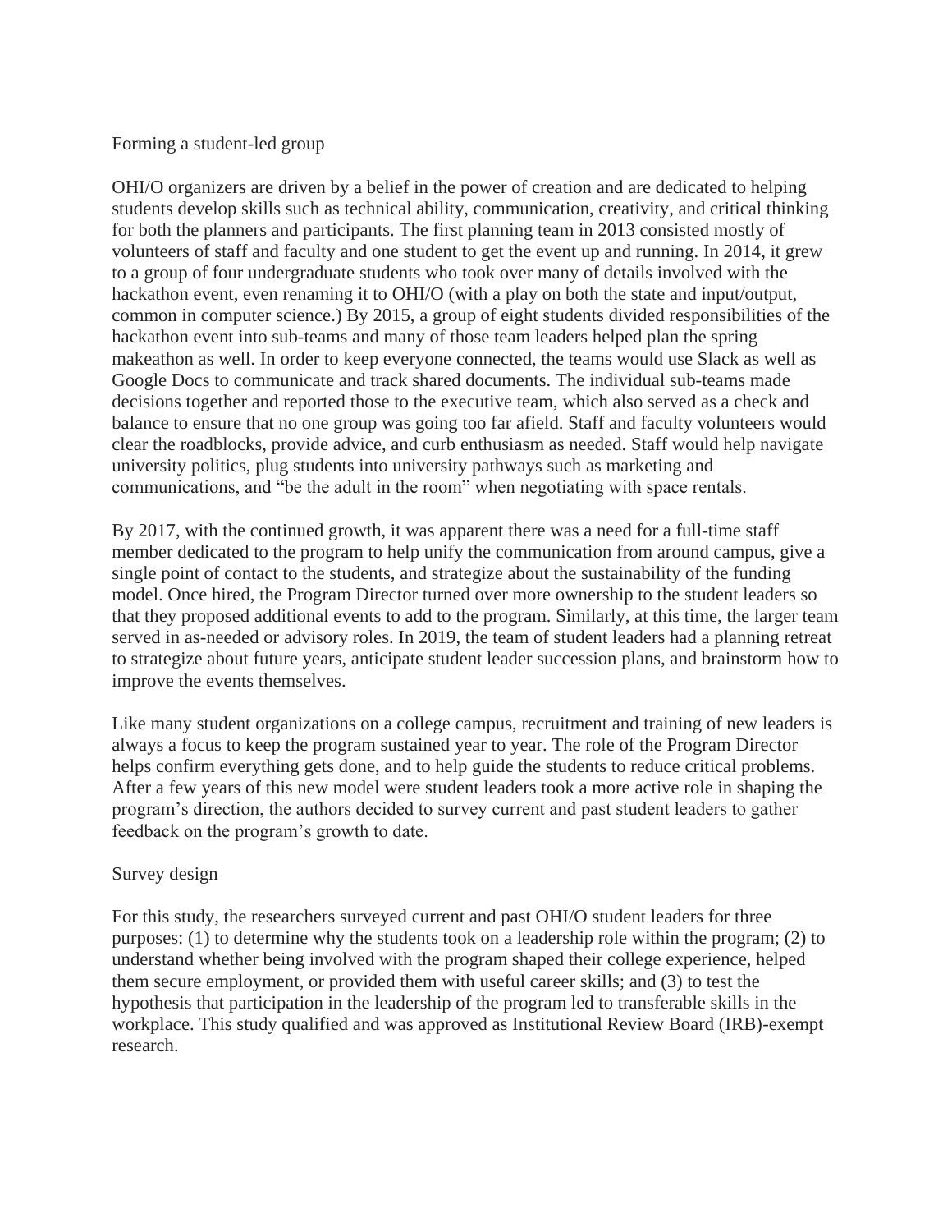## Forming a student-led group

OHI/O organizers are driven by a belief in the power of creation and are dedicated to helping students develop skills such as technical ability, communication, creativity, and critical thinking for both the planners and participants. The first planning team in 2013 consisted mostly of volunteers of staff and faculty and one student to get the event up and running. In 2014, it grew to a group of four undergraduate students who took over many of details involved with the hackathon event, even renaming it to OHI/O (with a play on both the state and input/output, common in computer science.) By 2015, a group of eight students divided responsibilities of the hackathon event into sub-teams and many of those team leaders helped plan the spring makeathon as well. In order to keep everyone connected, the teams would use Slack as well as Google Docs to communicate and track shared documents. The individual sub-teams made decisions together and reported those to the executive team, which also served as a check and balance to ensure that no one group was going too far afield. Staff and faculty volunteers would clear the roadblocks, provide advice, and curb enthusiasm as needed. Staff would help navigate university politics, plug students into university pathways such as marketing and communications, and "be the adult in the room" when negotiating with space rentals.

By 2017, with the continued growth, it was apparent there was a need for a full-time staff member dedicated to the program to help unify the communication from around campus, give a single point of contact to the students, and strategize about the sustainability of the funding model. Once hired, the Program Director turned over more ownership to the student leaders so that they proposed additional events to add to the program. Similarly, at this time, the larger team served in as-needed or advisory roles. In 2019, the team of student leaders had a planning retreat to strategize about future years, anticipate student leader succession plans, and brainstorm how to improve the events themselves.

Like many student organizations on a college campus, recruitment and training of new leaders is always a focus to keep the program sustained year to year. The role of the Program Director helps confirm everything gets done, and to help guide the students to reduce critical problems. After a few years of this new model were student leaders took a more active role in shaping the program's direction, the authors decided to survey current and past student leaders to gather feedback on the program's growth to date.

## Survey design

For this study, the researchers surveyed current and past OHI/O student leaders for three purposes: (1) to determine why the students took on a leadership role within the program; (2) to understand whether being involved with the program shaped their college experience, helped them secure employment, or provided them with useful career skills; and (3) to test the hypothesis that participation in the leadership of the program led to transferable skills in the workplace. This study qualified and was approved as Institutional Review Board (IRB)-exempt research.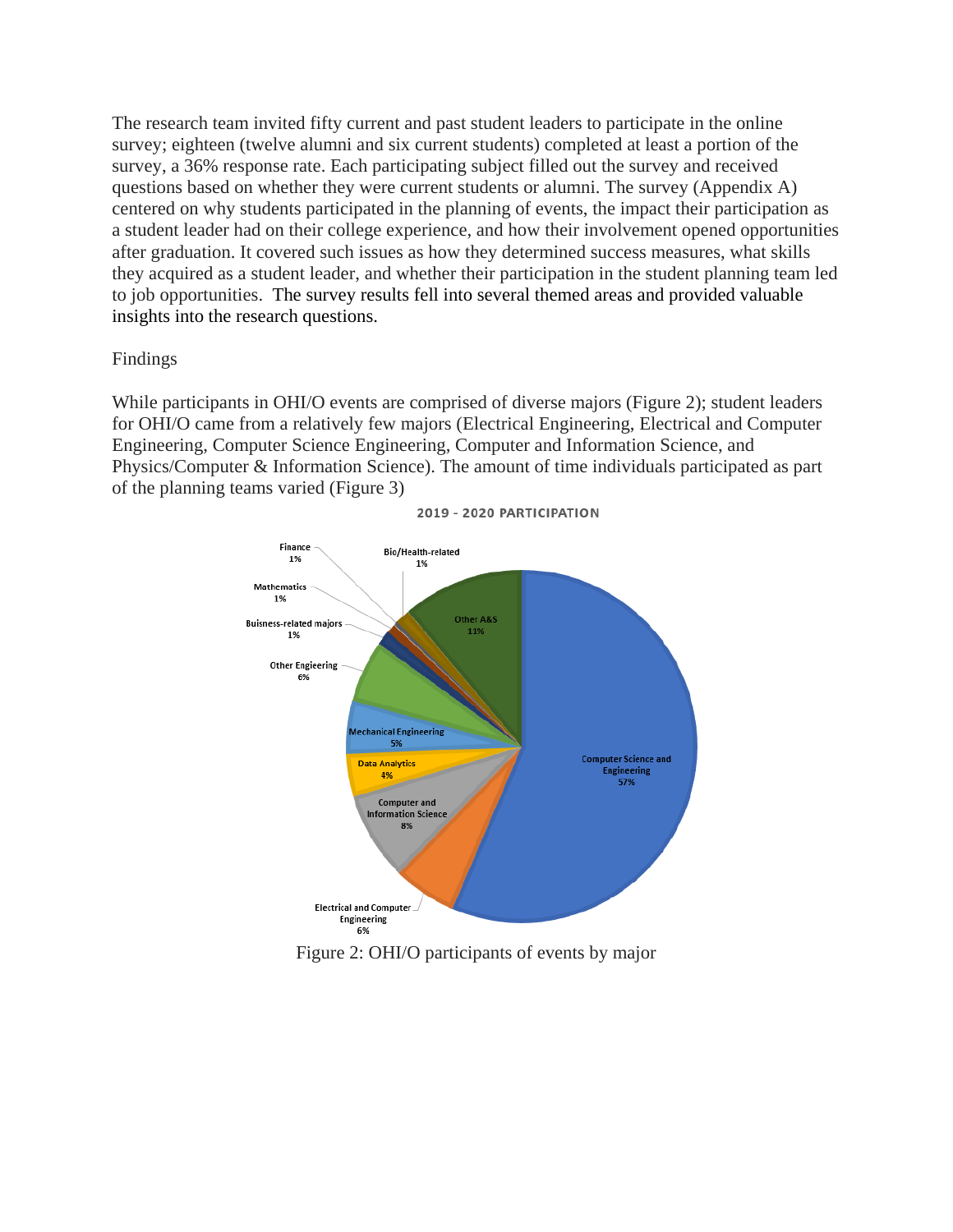The research team invited fifty current and past student leaders to participate in the online survey; eighteen (twelve alumni and six current students) completed at least a portion of the survey, a 36% response rate. Each participating subject filled out the survey and received questions based on whether they were current students or alumni. The survey (Appendix A) centered on why students participated in the planning of events, the impact their participation as a student leader had on their college experience, and how their involvement opened opportunities after graduation. It covered such issues as how they determined success measures, what skills they acquired as a student leader, and whether their participation in the student planning team led to job opportunities. The survey results fell into several themed areas and provided valuable insights into the research questions.

Findings

While participants in OHI/O events are comprised of diverse majors (Figure 2); student leaders for OHI/O came from a relatively few majors (Electrical Engineering, Electrical and Computer Engineering, Computer Science Engineering, Computer and Information Science, and Physics/Computer & Information Science). The amount of time individuals participated as part of the planning teams varied (Figure 3)

**2019 - 2020 PARTICIPATION**

| Major | Share |
|---|---|
| Computer Science and Engineering | 57% |
| Other A&S | 11% |
| Computer and Information Science | 8% |
| Electrical and Computer Engineering | 6% |
| Other Engieering | 6% |
| Mechanical Engineering | 5% |
| Data Analytics | 4% |
| Finance | 1% |
| Bio/Health-related | 1% |
| Mathematics | 1% |
| Buisness-related majors | 1% |

Figure 2: OHI/O participants of events by major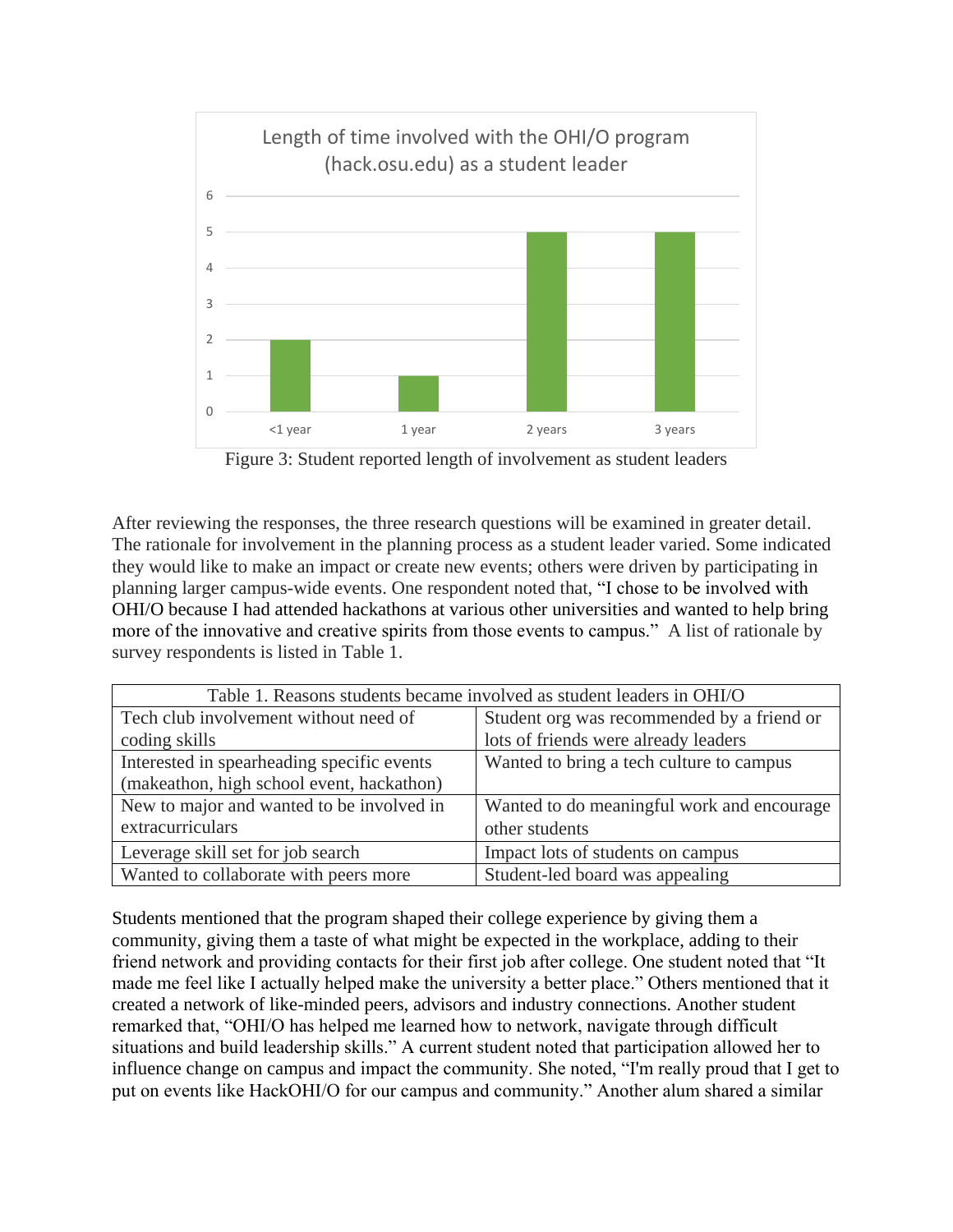Figure 3: Student reported length of involvement as student leaders

After reviewing the responses, the three research questions will be examined in greater detail. The rationale for involvement in the planning process as a student leader varied. Some indicated they would like to make an impact or create new events; others were driven by participating in planning larger campus-wide events. One respondent noted that, "I chose to be involved with OHI/O because I had attended hackathons at various other universities and wanted to help bring more of the innovative and creative spirits from those events to campus." A list of rationale by survey respondents is listed in Table 1.

| Table 1. Reasons students became involved as student leaders in OHI/O | |
|---|---|
| Tech club involvement without need of coding skills | Student org was recommended by a friend or lots of friends were already leaders |
| Interested in spearheading specific events (makeathon, high school event, hackathon) | Wanted to bring a tech culture to campus |
| New to major and wanted to be involved in extracurriculars | Wanted to do meaningful work and encourage other students |
| Leverage skill set for job search | Impact lots of students on campus |
| Wanted to collaborate with peers more | Student-led board was appealing |

Students mentioned that the program shaped their college experience by giving them a community, giving them a taste of what might be expected in the workplace, adding to their friend network and providing contacts for their first job after college. One student noted that "It made me feel like I actually helped make the university a better place." Others mentioned that it created a network of like-minded peers, advisors and industry connections. Another student remarked that, "OHI/O has helped me learned how to network, navigate through difficult situations and build leadership skills." A current student noted that participation allowed her to influence change on campus and impact the community. She noted, "I'm really proud that I get to put on events like HackOHI/O for our campus and community." Another alum shared a similar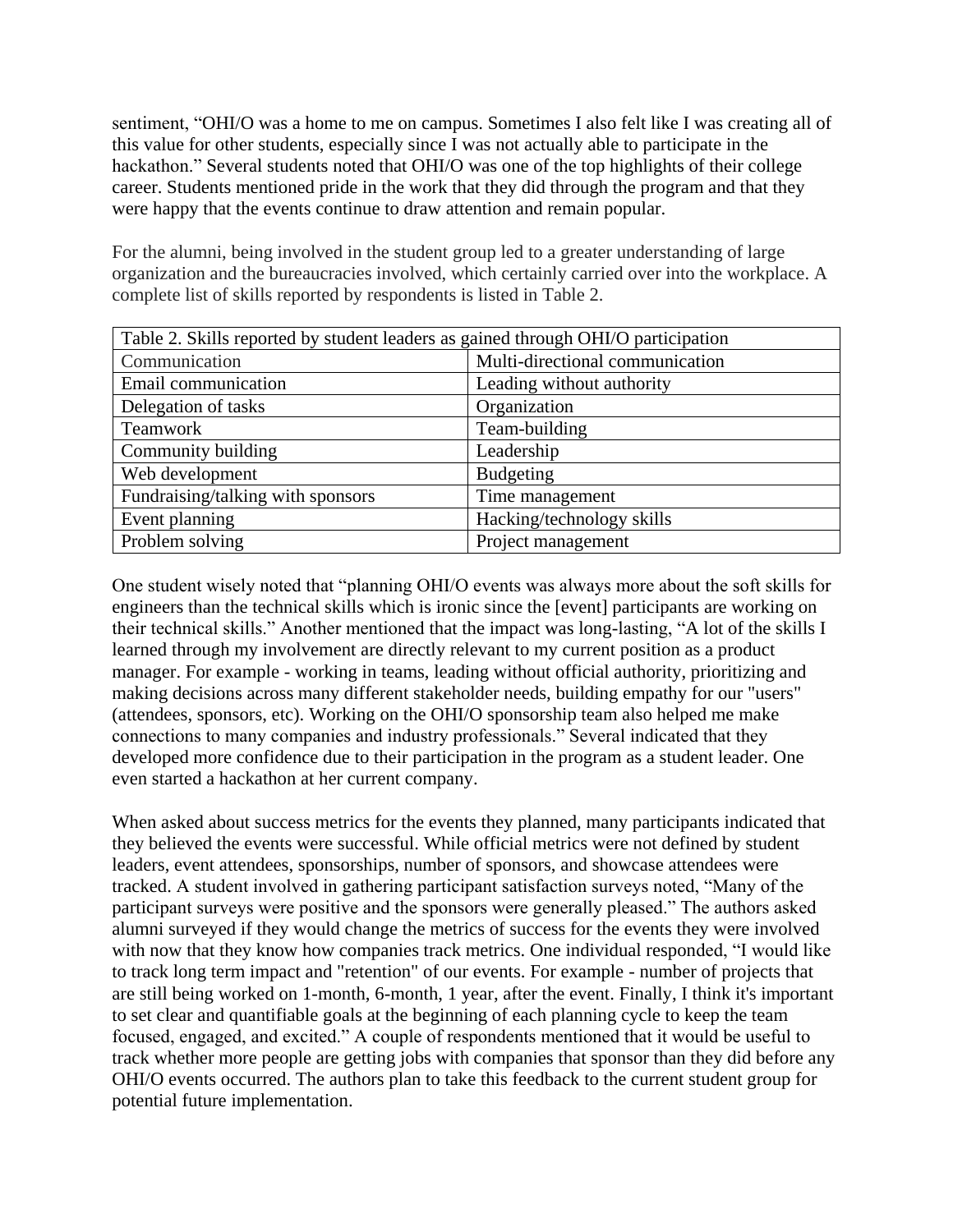sentiment, “OHI/O was a home to me on campus. Sometimes I also felt like I was creating all of this value for other students, especially since I was not actually able to participate in the hackathon.” Several students noted that OHI/O was one of the top highlights of their college career. Students mentioned pride in the work that they did through the program and that they were happy that the events continue to draw attention and remain popular.

For the alumni, being involved in the student group led to a greater understanding of large organization and the bureaucracies involved, which certainly carried over into the workplace. A complete list of skills reported by respondents is listed in Table 2.

| Table 2. Skills reported by student leaders as gained through OHI/O participation | |
|---|---|
| Communication | Multi-directional communication |
| Email communication | Leading without authority |
| Delegation of tasks | Organization |
| Teamwork | Team-building |
| Community building | Leadership |
| Web development | Budgeting |
| Fundraising/talking with sponsors | Time management |
| Event planning | Hacking/technology skills |
| Problem solving | Project management |

One student wisely noted that “planning OHI/O events was always more about the soft skills for engineers than the technical skills which is ironic since the [event] participants are working on their technical skills.” Another mentioned that the impact was long-lasting, “A lot of the skills I learned through my involvement are directly relevant to my current position as a product manager. For example - working in teams, leading without official authority, prioritizing and making decisions across many different stakeholder needs, building empathy for our "users" (attendees, sponsors, etc). Working on the OHI/O sponsorship team also helped me make connections to many companies and industry professionals.” Several indicated that they developed more confidence due to their participation in the program as a student leader. One even started a hackathon at her current company.

When asked about success metrics for the events they planned, many participants indicated that they believed the events were successful. While official metrics were not defined by student leaders, event attendees, sponsorships, number of sponsors, and showcase attendees were tracked. A student involved in gathering participant satisfaction surveys noted, “Many of the participant surveys were positive and the sponsors were generally pleased.” The authors asked alumni surveyed if they would change the metrics of success for the events they were involved with now that they know how companies track metrics. One individual responded, “I would like to track long term impact and "retention" of our events. For example - number of projects that are still being worked on 1-month, 6-month, 1 year, after the event. Finally, I think it's important to set clear and quantifiable goals at the beginning of each planning cycle to keep the team focused, engaged, and excited.” A couple of respondents mentioned that it would be useful to track whether more people are getting jobs with companies that sponsor than they did before any OHI/O events occurred. The authors plan to take this feedback to the current student group for potential future implementation.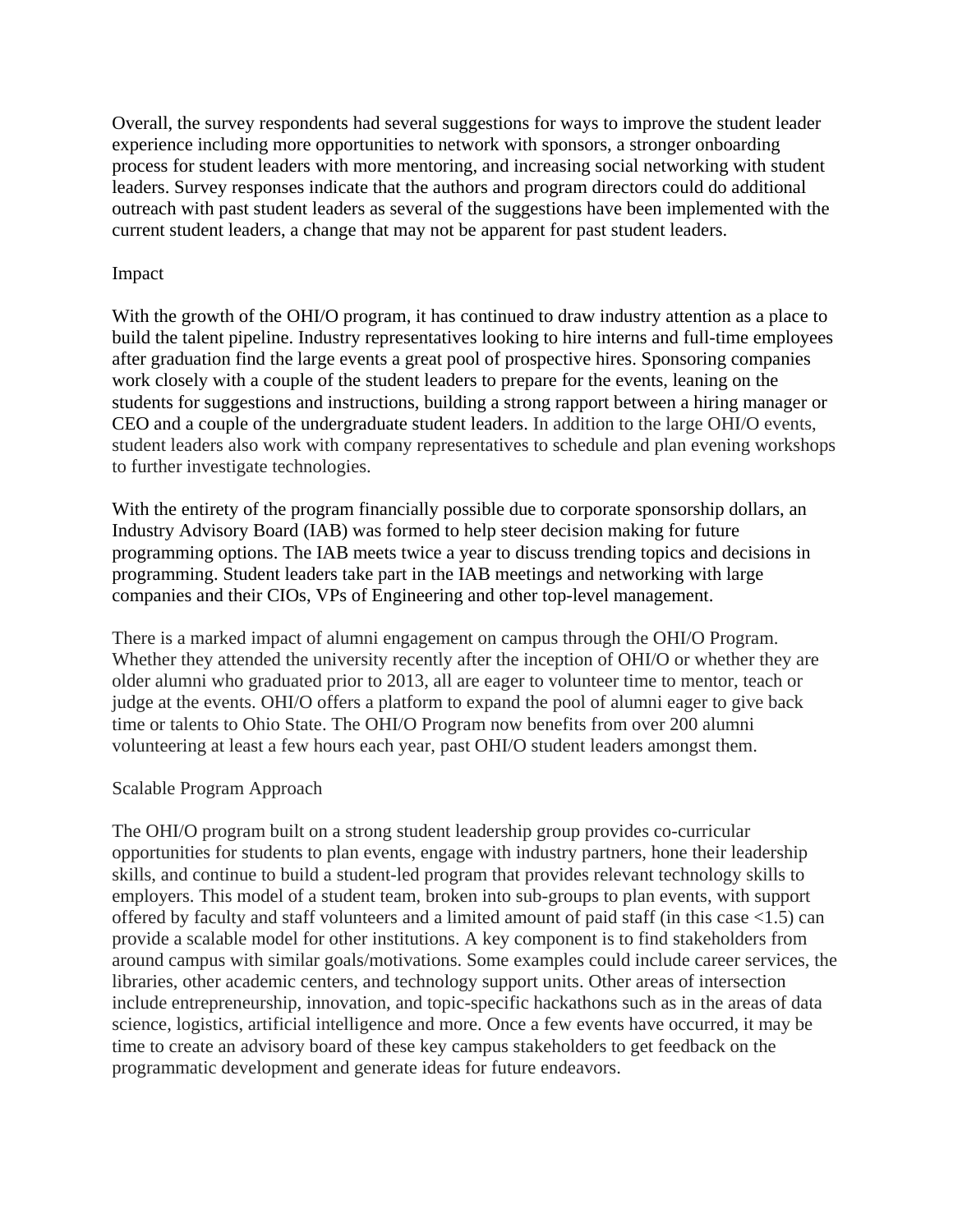Overall, the survey respondents had several suggestions for ways to improve the student leader experience including more opportunities to network with sponsors, a stronger onboarding process for student leaders with more mentoring, and increasing social networking with student leaders. Survey responses indicate that the authors and program directors could do additional outreach with past student leaders as several of the suggestions have been implemented with the current student leaders, a change that may not be apparent for past student leaders.

## Impact

With the growth of the OHI/O program, it has continued to draw industry attention as a place to build the talent pipeline. Industry representatives looking to hire interns and full-time employees after graduation find the large events a great pool of prospective hires. Sponsoring companies work closely with a couple of the student leaders to prepare for the events, leaning on the students for suggestions and instructions, building a strong rapport between a hiring manager or CEO and a couple of the undergraduate student leaders. In addition to the large OHI/O events, student leaders also work with company representatives to schedule and plan evening workshops to further investigate technologies.

With the entirety of the program financially possible due to corporate sponsorship dollars, an Industry Advisory Board (IAB) was formed to help steer decision making for future programming options. The IAB meets twice a year to discuss trending topics and decisions in programming. Student leaders take part in the IAB meetings and networking with large companies and their CIOs, VPs of Engineering and other top-level management.

There is a marked impact of alumni engagement on campus through the OHI/O Program. Whether they attended the university recently after the inception of OHI/O or whether they are older alumni who graduated prior to 2013, all are eager to volunteer time to mentor, teach or judge at the events. OHI/O offers a platform to expand the pool of alumni eager to give back time or talents to Ohio State. The OHI/O Program now benefits from over 200 alumni volunteering at least a few hours each year, past OHI/O student leaders amongst them.

## Scalable Program Approach

The OHI/O program built on a strong student leadership group provides co-curricular opportunities for students to plan events, engage with industry partners, hone their leadership skills, and continue to build a student-led program that provides relevant technology skills to employers. This model of a student team, broken into sub-groups to plan events, with support offered by faculty and staff volunteers and a limited amount of paid staff (in this case <1.5) can provide a scalable model for other institutions. A key component is to find stakeholders from around campus with similar goals/motivations. Some examples could include career services, the libraries, other academic centers, and technology support units. Other areas of intersection include entrepreneurship, innovation, and topic-specific hackathons such as in the areas of data science, logistics, artificial intelligence and more. Once a few events have occurred, it may be time to create an advisory board of these key campus stakeholders to get feedback on the programmatic development and generate ideas for future endeavors.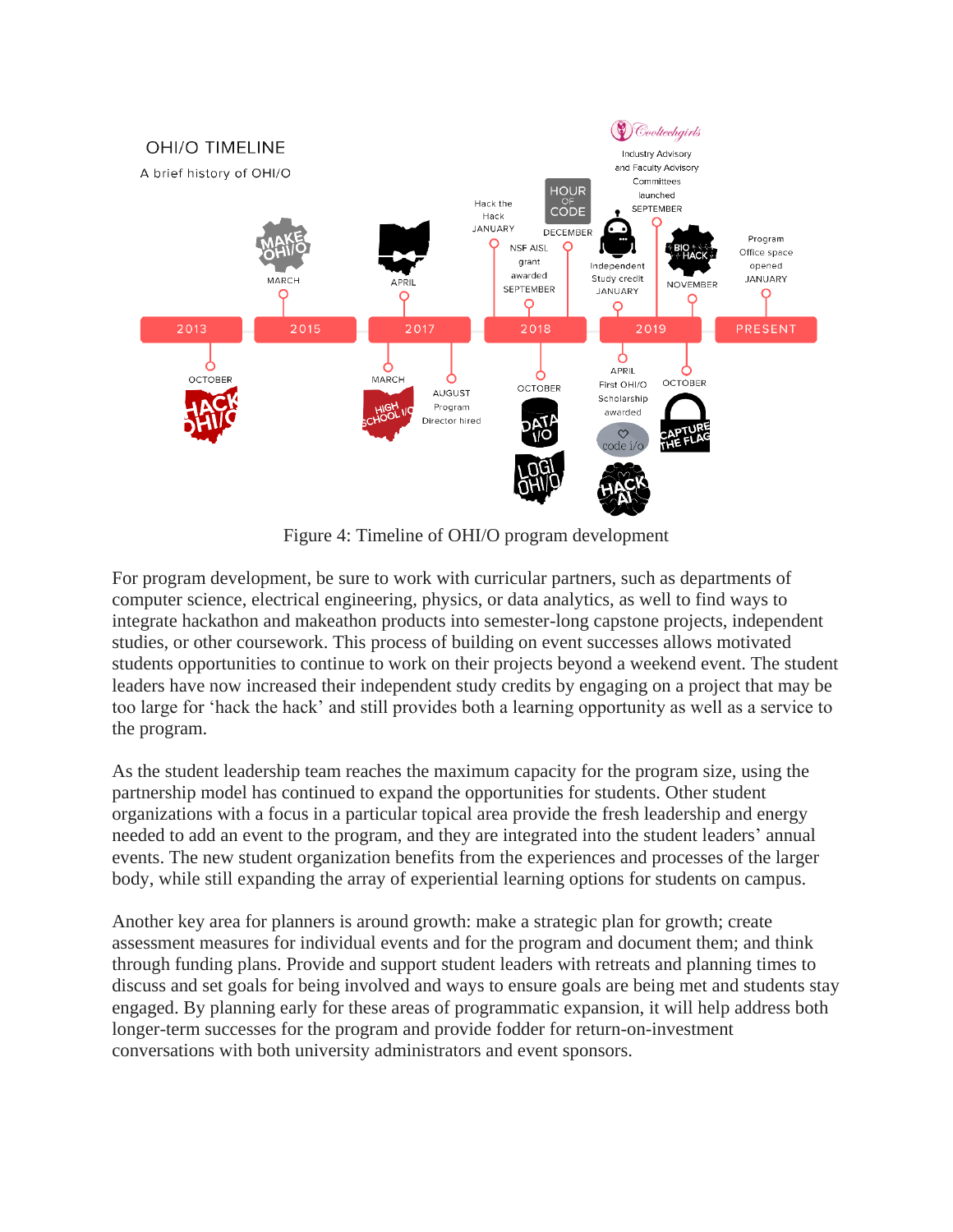Figure 4: Timeline of OHI/O program development

For program development, be sure to work with curricular partners, such as departments of computer science, electrical engineering, physics, or data analytics, as well to find ways to integrate hackathon and makeathon products into semester-long capstone projects, independent studies, or other coursework. This process of building on event successes allows motivated students opportunities to continue to work on their projects beyond a weekend event. The student leaders have now increased their independent study credits by engaging on a project that may be too large for 'hack the hack' and still provides both a learning opportunity as well as a service to the program.

As the student leadership team reaches the maximum capacity for the program size, using the partnership model has continued to expand the opportunities for students. Other student organizations with a focus in a particular topical area provide the fresh leadership and energy needed to add an event to the program, and they are integrated into the student leaders' annual events. The new student organization benefits from the experiences and processes of the larger body, while still expanding the array of experiential learning options for students on campus.

Another key area for planners is around growth: make a strategic plan for growth; create assessment measures for individual events and for the program and document them; and think through funding plans. Provide and support student leaders with retreats and planning times to discuss and set goals for being involved and ways to ensure goals are being met and students stay engaged. By planning early for these areas of programmatic expansion, it will help address both longer-term successes for the program and provide fodder for return-on-investment conversations with both university administrators and event sponsors.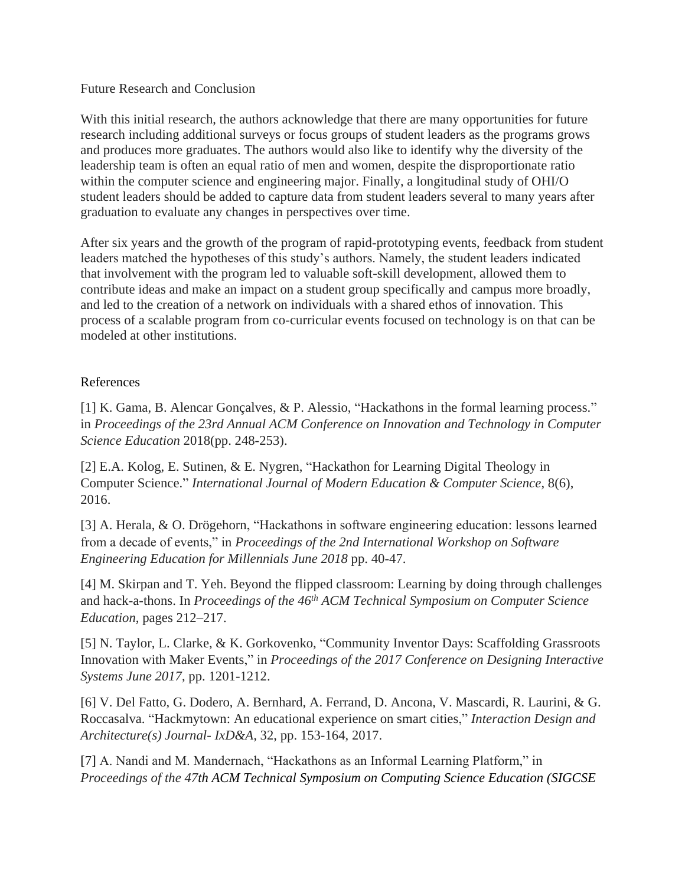## Future Research and Conclusion

With this initial research, the authors acknowledge that there are many opportunities for future research including additional surveys or focus groups of student leaders as the programs grows and produces more graduates. The authors would also like to identify why the diversity of the leadership team is often an equal ratio of men and women, despite the disproportionate ratio within the computer science and engineering major. Finally, a longitudinal study of OHI/O student leaders should be added to capture data from student leaders several to many years after graduation to evaluate any changes in perspectives over time.

After six years and the growth of the program of rapid-prototyping events, feedback from student leaders matched the hypotheses of this study's authors. Namely, the student leaders indicated that involvement with the program led to valuable soft-skill development, allowed them to contribute ideas and make an impact on a student group specifically and campus more broadly, and led to the creation of a network on individuals with a shared ethos of innovation. This process of a scalable program from co-curricular events focused on technology is on that can be modeled at other institutions.

## References

[1] K. Gama, B. Alencar Gonçalves, & P. Alessio, "Hackathons in the formal learning process." in *Proceedings of the 23rd Annual ACM Conference on Innovation and Technology in Computer Science Education* 2018(pp. 248-253).

[2] E.A. Kolog, E. Sutinen, & E. Nygren, "Hackathon for Learning Digital Theology in Computer Science." *International Journal of Modern Education & Computer Science*, 8(6), 2016.

[3] A. Herala, & O. Drögehorn, "Hackathons in software engineering education: lessons learned from a decade of events," in *Proceedings of the 2nd International Workshop on Software Engineering Education for Millennials June 2018* pp. 40-47.

[4] M. Skirpan and T. Yeh. Beyond the flipped classroom: Learning by doing through challenges and hack-a-thons. In *Proceedings of the 46th ACM Technical Symposium on Computer Science Education*, pages 212–217.

[5] N. Taylor, L. Clarke, & K. Gorkovenko, "Community Inventor Days: Scaffolding Grassroots Innovation with Maker Events," in *Proceedings of the 2017 Conference on Designing Interactive Systems June 2017*, pp. 1201-1212.

[6] V. Del Fatto, G. Dodero, A. Bernhard, A. Ferrand, D. Ancona, V. Mascardi, R. Laurini, & G. Roccasalva. "Hackmytown: An educational experience on smart cities," *Interaction Design and Architecture(s) Journal- IxD&A*, 32, pp. 153-164, 2017.

[7] A. Nandi and M. Mandernach, "Hackathons as an Informal Learning Platform," in *Proceedings of the 47th ACM Technical Symposium on Computing Science Education (SIGCSE*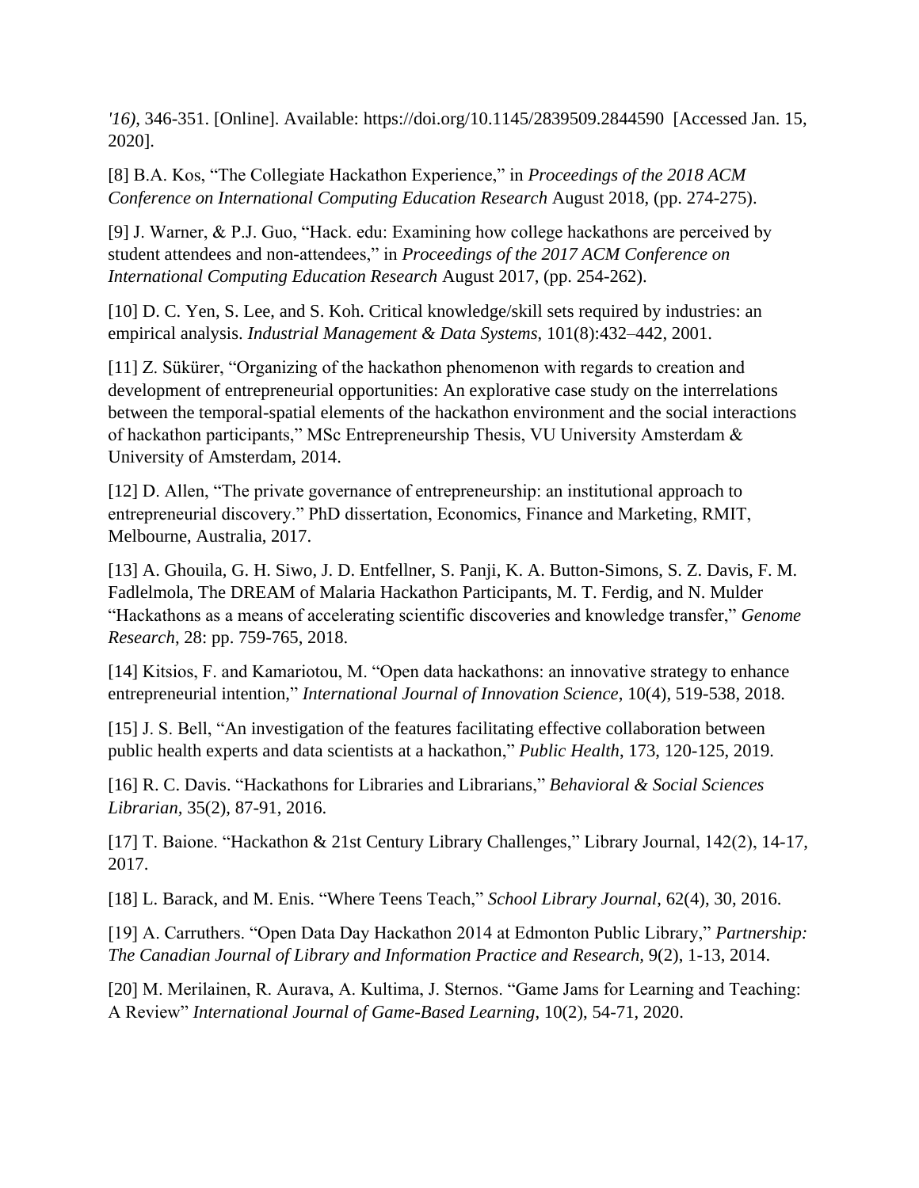*'16)*, 346-351. [Online]. Available: https://doi.org/10.1145/2839509.2844590 [Accessed Jan. 15, 2020].

[8] B.A. Kos, "The Collegiate Hackathon Experience," in *Proceedings of the 2018 ACM Conference on International Computing Education Research* August 2018, (pp. 274-275).

[9] J. Warner, & P.J. Guo, "Hack. edu: Examining how college hackathons are perceived by student attendees and non-attendees," in *Proceedings of the 2017 ACM Conference on International Computing Education Research* August 2017, (pp. 254-262).

[10] D. C. Yen, S. Lee, and S. Koh. Critical knowledge/skill sets required by industries: an empirical analysis. *Industrial Management & Data Systems*, 101(8):432–442, 2001.

[11] Z. Sükürer, "Organizing of the hackathon phenomenon with regards to creation and development of entrepreneurial opportunities: An explorative case study on the interrelations between the temporal-spatial elements of the hackathon environment and the social interactions of hackathon participants," MSc Entrepreneurship Thesis, VU University Amsterdam & University of Amsterdam, 2014.

[12] D. Allen, "The private governance of entrepreneurship: an institutional approach to entrepreneurial discovery." PhD dissertation, Economics, Finance and Marketing, RMIT, Melbourne, Australia, 2017.

[13] A. Ghouila, G. H. Siwo, J. D. Entfellner, S. Panji, K. A. Button-Simons, S. Z. Davis, F. M. Fadlelmola, The DREAM of Malaria Hackathon Participants, M. T. Ferdig, and N. Mulder "Hackathons as a means of accelerating scientific discoveries and knowledge transfer," *Genome Research*, 28: pp. 759-765, 2018.

[14] Kitsios, F. and Kamariotou, M. "Open data hackathons: an innovative strategy to enhance entrepreneurial intention," *International Journal of Innovation Science*, 10(4), 519-538, 2018.

[15] J. S. Bell, "An investigation of the features facilitating effective collaboration between public health experts and data scientists at a hackathon," *Public Health*, 173, 120-125, 2019.

[16] R. C. Davis. "Hackathons for Libraries and Librarians," *Behavioral & Social Sciences Librarian,* 35(2), 87-91, 2016.

[17] T. Baione. "Hackathon & 21st Century Library Challenges," Library Journal, 142(2), 14-17, 2017.

[18] L. Barack, and M. Enis. "Where Teens Teach," *School Library Journal*, 62(4), 30, 2016.

[19] A. Carruthers. "Open Data Day Hackathon 2014 at Edmonton Public Library," *Partnership: The Canadian Journal of Library and Information Practice and Research,* 9(2), 1-13, 2014.

[20] M. Merilainen, R. Aurava, A. Kultima, J. Sternos. "Game Jams for Learning and Teaching: A Review" *International Journal of Game-Based Learning*, 10(2), 54-71, 2020.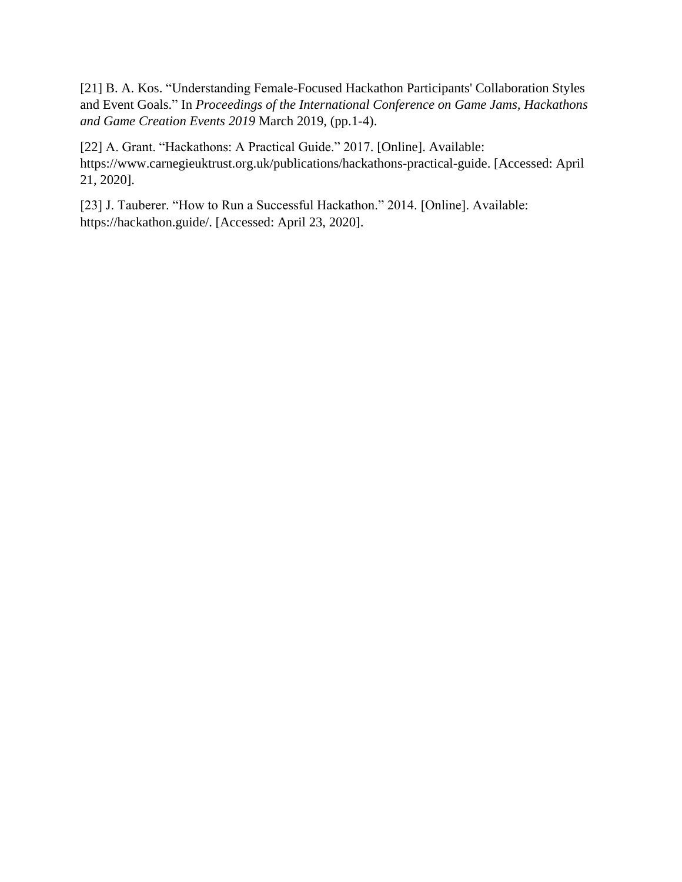[21] B. A. Kos. “Understanding Female-Focused Hackathon Participants' Collaboration Styles and Event Goals.” In *Proceedings of the International Conference on Game Jams, Hackathons and Game Creation Events 2019* March 2019, (pp.1-4).

[22] A. Grant. “Hackathons: A Practical Guide.” 2017. [Online]. Available: https://www.carnegieuktrust.org.uk/publications/hackathons-practical-guide. [Accessed: April 21, 2020].

[23] J. Tauberer. “How to Run a Successful Hackathon.” 2014. [Online]. Available: https://hackathon.guide/. [Accessed: April 23, 2020].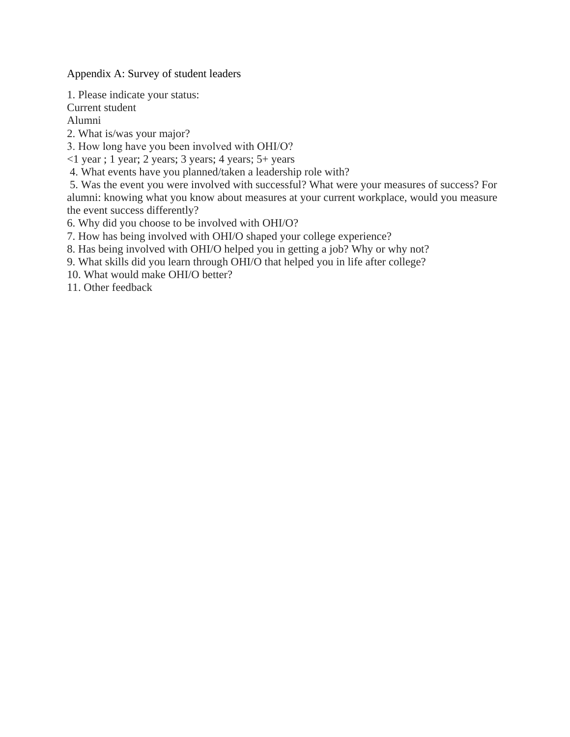Appendix A: Survey of student leaders

1. Please indicate your status:
Current student
Alumni
2. What is/was your major?
3. How long have you been involved with OHI/O?
<1 year ; 1 year; 2 years; 3 years; 4 years; 5+ years
4. What events have you planned/taken a leadership role with?
5. Was the event you were involved with successful? What were your measures of success? For alumni: knowing what you know about measures at your current workplace, would you measure the event success differently?
6. Why did you choose to be involved with OHI/O?
7. How has being involved with OHI/O shaped your college experience?
8. Has being involved with OHI/O helped you in getting a job? Why or why not?
9. What skills did you learn through OHI/O that helped you in life after college?
10. What would make OHI/O better?
11. Other feedback